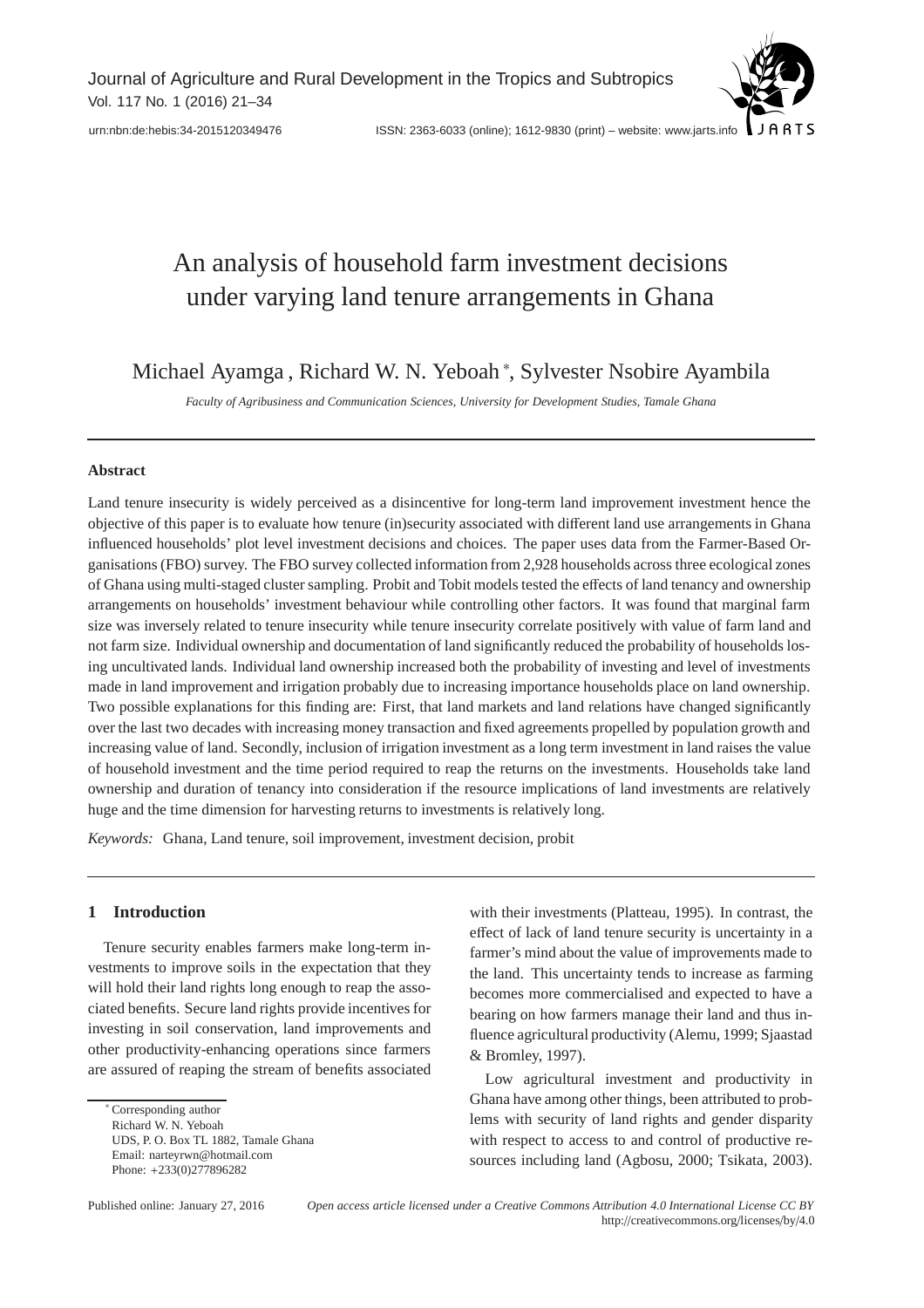# An analysis of household farm investment decisions under varying land tenure arrangements in Ghana

Michael Ayamga , Richard W. N. Yeboah *, Sylvester Nsobire Ayambila

*Faculty of Agribusiness and Communication Sciences, University for Development Studies, Tamale Ghana*

## Abstract

Land tenure insecurity is widely perceived as a disincentive for long-term land improvement investment hence the objective of this paper is to evaluate how tenure (in)security associated with different land use arrangements in Ghana influenced households' plot level investment decisions and choices. The paper uses data from the Farmer-Based Organisations (FBO) survey. The FBO survey collected information from 2,928 households across three ecological zones of Ghana using multi-staged cluster sampling. Probit and Tobit models tested the effects of land tenancy and ownership arrangements on households' investment behaviour while controlling other factors. It was found that marginal farm size was inversely related to tenure insecurity while tenure insecurity correlate positively with value of farm land and not farm size. Individual ownership and documentation of land significantly reduced the probability of households losing uncultivated lands. Individual land ownership increased both the probability of investing and level of investments made in land improvement and irrigation probably due to increasing importance households place on land ownership. Two possible explanations for this finding are: First, that land markets and land relations have changed significantly over the last two decades with increasing money transaction and fixed agreements propelled by population growth and increasing value of land. Secondly, inclusion of irrigation investment as a long term investment in land raises the value of household investment and the time period required to reap the returns on the investments. Households take land ownership and duration of tenancy into consideration if the resource implications of land investments are relatively huge and the time dimension for harvesting returns to investments is relatively long.

*Keywords:* Ghana, Land tenure, soil improvement, investment decision, probit

## 1 Introduction

Tenure security enables farmers make long-term investments to improve soils in the expectation that they will hold their land rights long enough to reap the associated benefits. Secure land rights provide incentives for investing in soil conservation, land improvements and other productivity-enhancing operations since farmers are assured of reaping the stream of benefits associated with their investments (Platteau, 1995). In contrast, the effect of lack of land tenure security is uncertainty in a farmer's mind about the value of improvements made to the land. This uncertainty tends to increase as farming becomes more commercialised and expected to have a bearing on how farmers manage their land and thus influence agricultural productivity (Alemu, 1999; Sjaastad & Bromley, 1997).

Low agricultural investment and productivity in Ghana have among other things, been attributed to problems with security of land rights and gender disparity with respect to access to and control of productive resources including land (Agbosu, 2000; Tsikata, 2003).

* Corresponding author
Richard W. N. Yeboah
UDS, P. O. Box TL 1882, Tamale Ghana
Email: narteyrwn@hotmail.com
Phone: +233(0)277896282

Published online: January 27, 2016

*Open access article licensed under a Creative Commons Attribution 4.0 International License CC BY*
http://creativecommons.org/licenses/by/4.0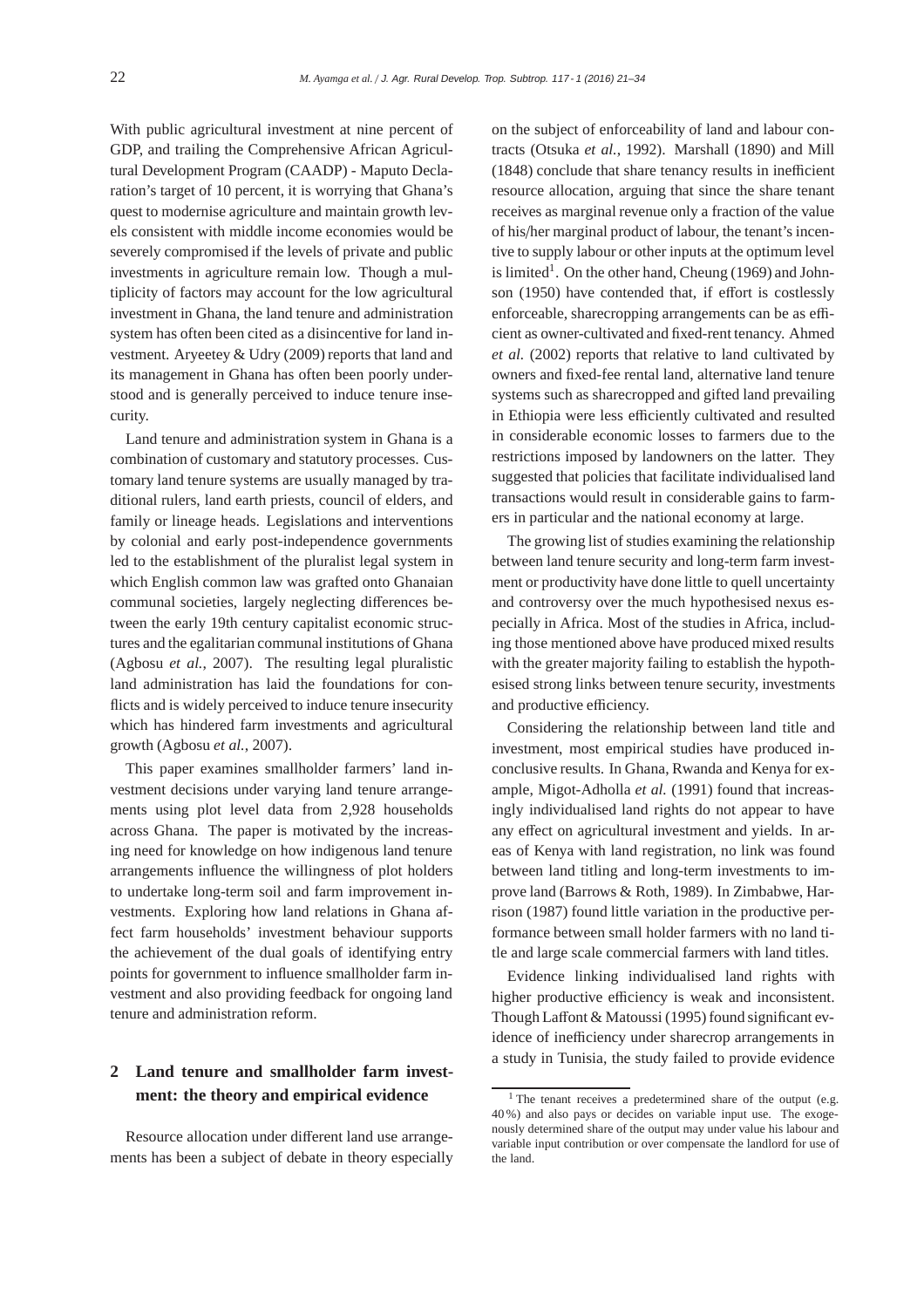With public agricultural investment at nine percent of GDP, and trailing the Comprehensive African Agricultural Development Program (CAADP) - Maputo Declaration's target of 10 percent, it is worrying that Ghana's quest to modernise agriculture and maintain growth levels consistent with middle income economies would be severely compromised if the levels of private and public investments in agriculture remain low. Though a multiplicity of factors may account for the low agricultural investment in Ghana, the land tenure and administration system has often been cited as a disincentive for land investment. Aryeetey & Udry (2009) reports that land and its management in Ghana has often been poorly understood and is generally perceived to induce tenure insecurity.

Land tenure and administration system in Ghana is a combination of customary and statutory processes. Customary land tenure systems are usually managed by traditional rulers, land earth priests, council of elders, and family or lineage heads. Legislations and interventions by colonial and early post-independence governments led to the establishment of the pluralist legal system in which English common law was grafted onto Ghanaian communal societies, largely neglecting differences between the early 19th century capitalist economic structures and the egalitarian communal institutions of Ghana (Agbosu *et al.*, 2007). The resulting legal pluralistic land administration has laid the foundations for conflicts and is widely perceived to induce tenure insecurity which has hindered farm investments and agricultural growth (Agbosu *et al.*, 2007).

This paper examines smallholder farmers' land investment decisions under varying land tenure arrangements using plot level data from 2,928 households across Ghana. The paper is motivated by the increasing need for knowledge on how indigenous land tenure arrangements influence the willingness of plot holders to undertake long-term soil and farm improvement investments. Exploring how land relations in Ghana affect farm households' investment behaviour supports the achievement of the dual goals of identifying entry points for government to influence smallholder farm investment and also providing feedback for ongoing land tenure and administration reform.

## 2 Land tenure and smallholder farm investment: the theory and empirical evidence

Resource allocation under different land use arrangements has been a subject of debate in theory especially on the subject of enforceability of land and labour contracts (Otsuka *et al.*, 1992). Marshall (1890) and Mill (1848) conclude that share tenancy results in inefficient resource allocation, arguing that since the share tenant receives as marginal revenue only a fraction of the value of his/her marginal product of labour, the tenant's incentive to supply labour or other inputs at the optimum level is limited[1]. On the other hand, Cheung (1969) and Johnson (1950) have contended that, if effort is costlessly enforceable, sharecropping arrangements can be as efficient as owner-cultivated and fixed-rent tenancy. Ahmed *et al.* (2002) reports that relative to land cultivated by owners and fixed-fee rental land, alternative land tenure systems such as sharecropped and gifted land prevailing in Ethiopia were less efficiently cultivated and resulted in considerable economic losses to farmers due to the restrictions imposed by landowners on the latter. They suggested that policies that facilitate individualised land transactions would result in considerable gains to farmers in particular and the national economy at large.

The growing list of studies examining the relationship between land tenure security and long-term farm investment or productivity have done little to quell uncertainty and controversy over the much hypothesised nexus especially in Africa. Most of the studies in Africa, including those mentioned above have produced mixed results with the greater majority failing to establish the hypothesised strong links between tenure security, investments and productive efficiency.

Considering the relationship between land title and investment, most empirical studies have produced inconclusive results. In Ghana, Rwanda and Kenya for example, Migot-Adholla *et al.* (1991) found that increasingly individualised land rights do not appear to have any effect on agricultural investment and yields. In areas of Kenya with land registration, no link was found between land titling and long-term investments to improve land (Barrows & Roth, 1989). In Zimbabwe, Harrison (1987) found little variation in the productive performance between small holder farmers with no land title and large scale commercial farmers with land titles.

Evidence linking individualised land rights with higher productive efficiency is weak and inconsistent. Though Laffont & Matoussi (1995) found significant evidence of inefficiency under sharecrop arrangements in a study in Tunisia, the study failed to provide evidence

[1] The tenant receives a predetermined share of the output (e.g. 40 %) and also pays or decides on variable input use. The exogenously determined share of the output may under value his labour and variable input contribution or over compensate the landlord for use of the land.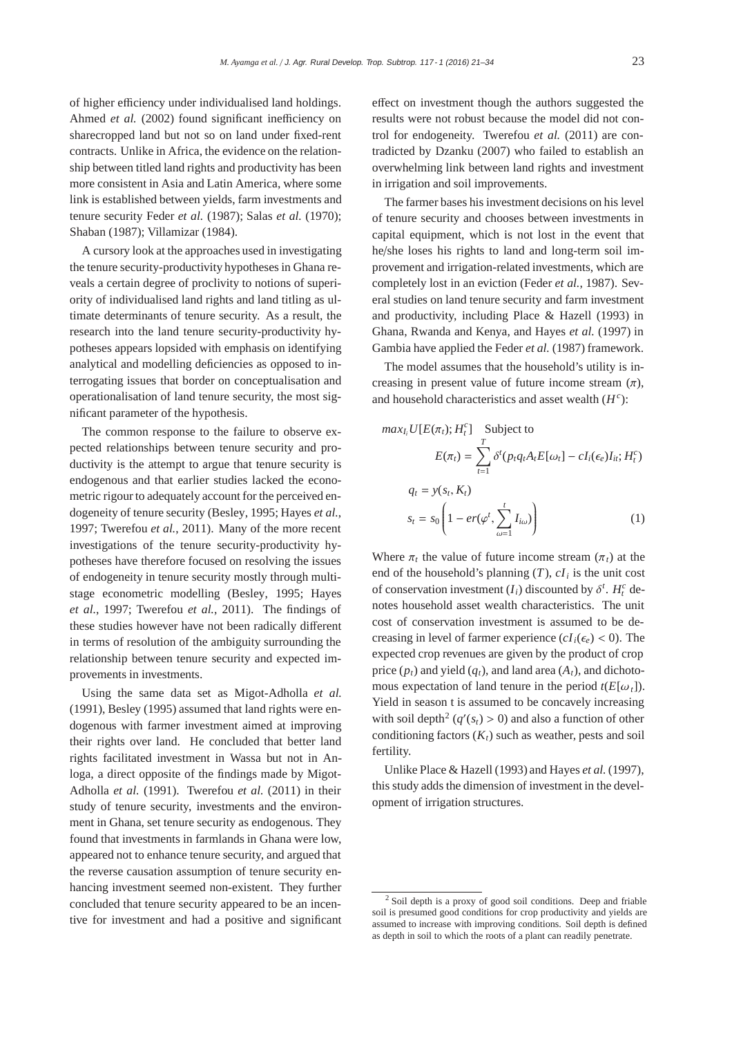of higher efficiency under individualised land holdings. Ahmed *et al.* (2002) found significant inefficiency on sharecropped land but not so on land under fixed-rent contracts. Unlike in Africa, the evidence on the relationship between titled land rights and productivity has been more consistent in Asia and Latin America, where some link is established between yields, farm investments and tenure security Feder *et al.* (1987); Salas *et al.* (1970); Shaban (1987); Villamizar (1984).

A cursory look at the approaches used in investigating the tenure security-productivity hypotheses in Ghana reveals a certain degree of proclivity to notions of superiority of individualised land rights and land titling as ultimate determinants of tenure security. As a result, the research into the land tenure security-productivity hypotheses appears lopsided with emphasis on identifying analytical and modelling deficiencies as opposed to interrogating issues that border on conceptualisation and operationalisation of land tenure security, the most significant parameter of the hypothesis.

The common response to the failure to observe expected relationships between tenure security and productivity is the attempt to argue that tenure security is endogenous and that earlier studies lacked the econometric rigour to adequately account for the perceived endogeneity of tenure security (Besley, 1995; Hayes *et al.*, 1997; Twerefou *et al.*, 2011). Many of the more recent investigations of the tenure security-productivity hypotheses have therefore focused on resolving the issues of endogeneity in tenure security mostly through multi-stage econometric modelling (Besley, 1995; Hayes *et al.*, 1997; Twerefou *et al.*, 2011). The findings of these studies however have not been radically different in terms of resolution of the ambiguity surrounding the relationship between tenure security and expected improvements in investments.

Using the same data set as Migot-Adholla *et al.* (1991), Besley (1995) assumed that land rights were endogenous with farmer investment aimed at improving their rights over land. He concluded that better land rights facilitated investment in Wassa but not in Anloga, a direct opposite of the findings made by Migot-Adholla *et al.* (1991). Twerefou *et al.* (2011) in their study of tenure security, investments and the environment in Ghana, set tenure security as endogenous. They found that investments in farmlands in Ghana were low, appeared not to enhance tenure security, and argued that the reverse causation assumption of tenure security enhancing investment seemed non-existent. They further concluded that tenure security appeared to be an incentive for investment and had a positive and significant effect on investment though the authors suggested the results were not robust because the model did not control for endogeneity. Twerefou *et al.* (2011) are contradicted by Dzanku (2007) who failed to establish an overwhelming link between land rights and investment in irrigation and soil improvements.

The farmer bases his investment decisions on his level of tenure security and chooses between investments in capital equipment, which is not lost in the event that he/she loses his rights to land and long-term soil improvement and irrigation-related investments, which are completely lost in an eviction (Feder *et al.*, 1987). Several studies on land tenure security and farm investment and productivity, including Place & Hazell (1993) in Ghana, Rwanda and Kenya, and Hayes *et al.* (1997) in Gambia have applied the Feder *et al.* (1987) framework.

The model assumes that the household's utility is increasing in present value of future income stream ($\pi$), and household characteristics and asset wealth ($H^c$):

$$
\begin{aligned}
max_{I_i} U[E(\pi_t); H_t^c] \quad & \text{Subject to} \\
E(\pi_t) &= \sum_{t=1}^{T} \delta^t (p_t q_t A_t E[\omega_t] - cI_i(\epsilon_e) I_{it}; H_t^c) \\
q_t &= y(s_t, K_t) \\
s_t &= s_0 \left(1 - er(\varphi^t, \sum_{\omega=1}^{t} I_{i\omega})\right) \qquad (1)
\end{aligned}
$$

Where $\pi_t$ the value of future income stream ($\pi_t$) at the end of the household's planning ($T$), $cI_i$ is the unit cost of conservation investment ($I_i$) discounted by $\delta^t$. $H_t^c$ denotes household asset wealth characteristics. The unit cost of conservation investment is assumed to be decreasing in level of farmer experience ($cI_i(\epsilon_e) < 0$). The expected crop revenues are given by the product of crop price ($p_t$) and yield ($q_t$), and land area ($A_t$), and dichotomous expectation of land tenure in the period $t(E[\omega_t])$. Yield in season t is assumed to be concavely increasing with soil depth[2] ($q'(s_t) > 0$) and also a function of other conditioning factors ($K_t$) such as weather, pests and soil fertility.

Unlike Place & Hazell (1993) and Hayes *et al.* (1997), this study adds the dimension of investment in the development of irrigation structures.

[2] Soil depth is a proxy of good soil conditions. Deep and friable soil is presumed good conditions for crop productivity and yields are assumed to increase with improving conditions. Soil depth is defined as depth in soil to which the roots of a plant can readily penetrate.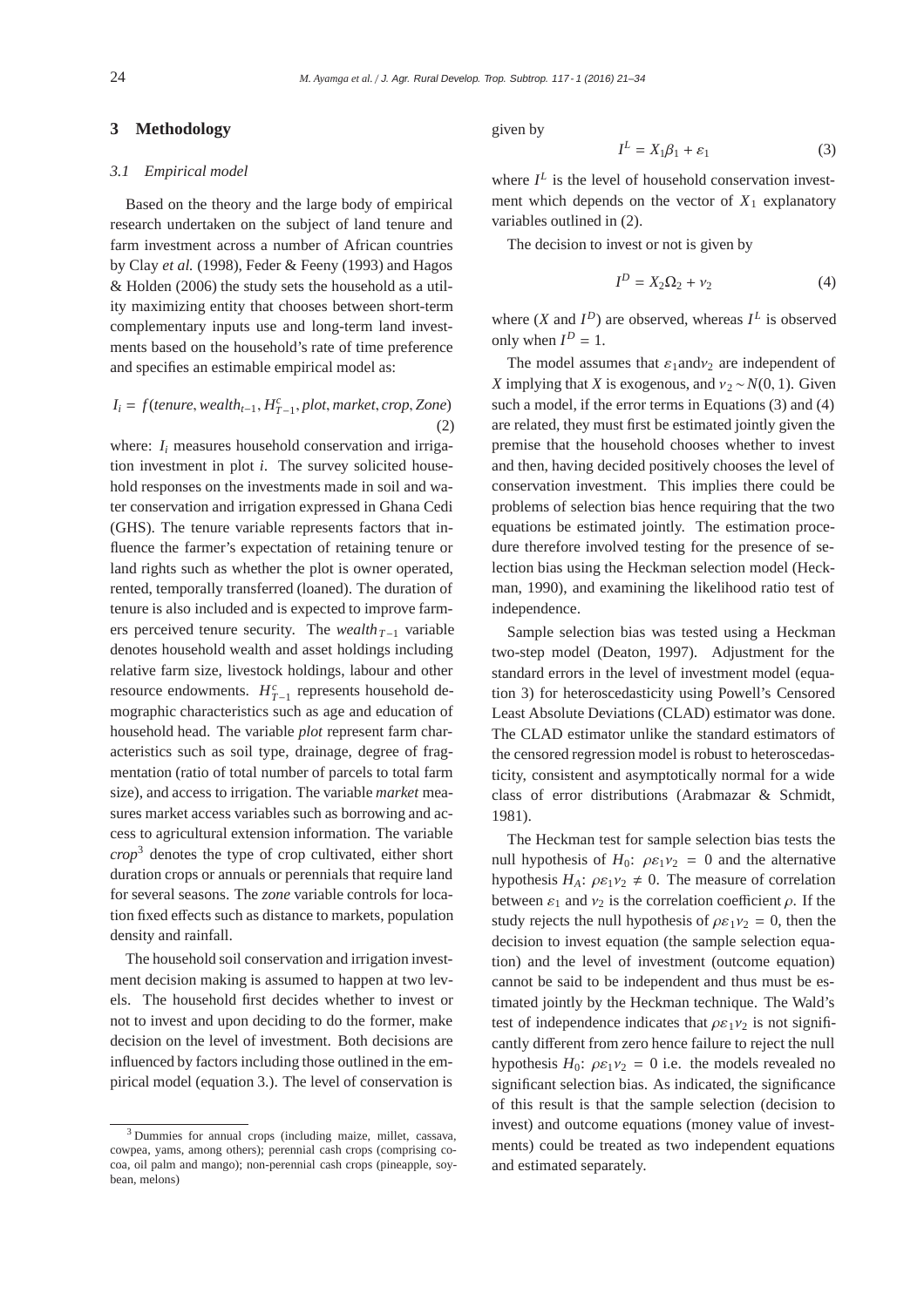## 3 Methodology

### 3.1 Empirical model

Based on the theory and the large body of empirical research undertaken on the subject of land tenure and farm investment across a number of African countries by Clay *et al.* (1998), Feder & Feeny (1993) and Hagos & Holden (2006) the study sets the household as a utility maximizing entity that chooses between short-term complementary inputs use and long-term land investments based on the household's rate of time preference and specifies an estimable empirical model as:

$$I_i = f(tenure, wealth_{t-1}, H^c_{T-1}, plot, market, crop, Zone) \tag{2}$$

where: $I_i$ measures household conservation and irrigation investment in plot $i$. The survey solicited household responses on the investments made in soil and water conservation and irrigation expressed in Ghana Cedi (GHS). The tenure variable represents factors that influence the farmer's expectation of retaining tenure or land rights such as whether the plot is owner operated, rented, temporally transferred (loaned). The duration of tenure is also included and is expected to improve farmers perceived tenure security. The $wealth_{T-1}$ variable denotes household wealth and asset holdings including relative farm size, livestock holdings, labour and other resource endowments. $H^c_{T-1}$ represents household demographic characteristics such as age and education of household head. The variable *plot* represent farm characteristics such as soil type, drainage, degree of fragmentation (ratio of total number of parcels to total farm size), and access to irrigation. The variable *market* measures market access variables such as borrowing and access to agricultural extension information. The variable *crop*[3] denotes the type of crop cultivated, either short duration crops or annuals or perennials that require land for several seasons. The *zone* variable controls for location fixed effects such as distance to markets, population density and rainfall.

The household soil conservation and irrigation investment decision making is assumed to happen at two levels. The household first decides whether to invest or not to invest and upon deciding to do the former, make decision on the level of investment. Both decisions are influenced by factors including those outlined in the empirical model (equation 3.). The level of conservation is given by

$$I^L = X_1\beta_1 + \varepsilon_1 \tag{3}$$

where $I^L$ is the level of household conservation investment which depends on the vector of $X_1$ explanatory variables outlined in (2).

The decision to invest or not is given by

$$I^D = X_2\Omega_2 + \nu_2 \tag{4}$$

where ($X$ and $I^D$) are observed, whereas $I^L$ is observed only when $I^D = 1$.

The model assumes that $\varepsilon_1$and$\nu_2$ are independent of $X$ implying that $X$ is exogenous, and $\nu_2 \sim N(0, 1)$. Given such a model, if the error terms in Equations (3) and (4) are related, they must first be estimated jointly given the premise that the household chooses whether to invest and then, having decided positively chooses the level of conservation investment. This implies there could be problems of selection bias hence requiring that the two equations be estimated jointly. The estimation procedure therefore involved testing for the presence of selection bias using the Heckman selection model (Heckman, 1990), and examining the likelihood ratio test of independence.

Sample selection bias was tested using a Heckman two-step model (Deaton, 1997). Adjustment for the standard errors in the level of investment model (equation 3) for heteroscedasticity using Powell's Censored Least Absolute Deviations (CLAD) estimator was done. The CLAD estimator unlike the standard estimators of the censored regression model is robust to heteroscedasticity, consistent and asymptotically normal for a wide class of error distributions (Arabmazar & Schmidt, 1981).

The Heckman test for sample selection bias tests the null hypothesis of $H_0$: $\rho\varepsilon_1\nu_2 = 0$ and the alternative hypothesis $H_A$: $\rho\varepsilon_1\nu_2 \neq 0$. The measure of correlation between $\varepsilon_1$ and $\nu_2$ is the correlation coefficient $\rho$. If the study rejects the null hypothesis of $\rho\varepsilon_1\nu_2 = 0$, then the decision to invest equation (the sample selection equation) and the level of investment (outcome equation) cannot be said to be independent and thus must be estimated jointly by the Heckman technique. The Wald's test of independence indicates that $\rho\varepsilon_1\nu_2$ is not significantly different from zero hence failure to reject the null hypothesis $H_0$: $\rho\varepsilon_1\nu_2 = 0$ i.e. the models revealed no significant selection bias. As indicated, the significance of this result is that the sample selection (decision to invest) and outcome equations (money value of investments) could be treated as two independent equations and estimated separately.

[3] Dummies for annual crops (including maize, millet, cassava, cowpea, yams, among others); perennial cash crops (comprising cocoa, oil palm and mango); non-perennial cash crops (pineapple, soybean, melons)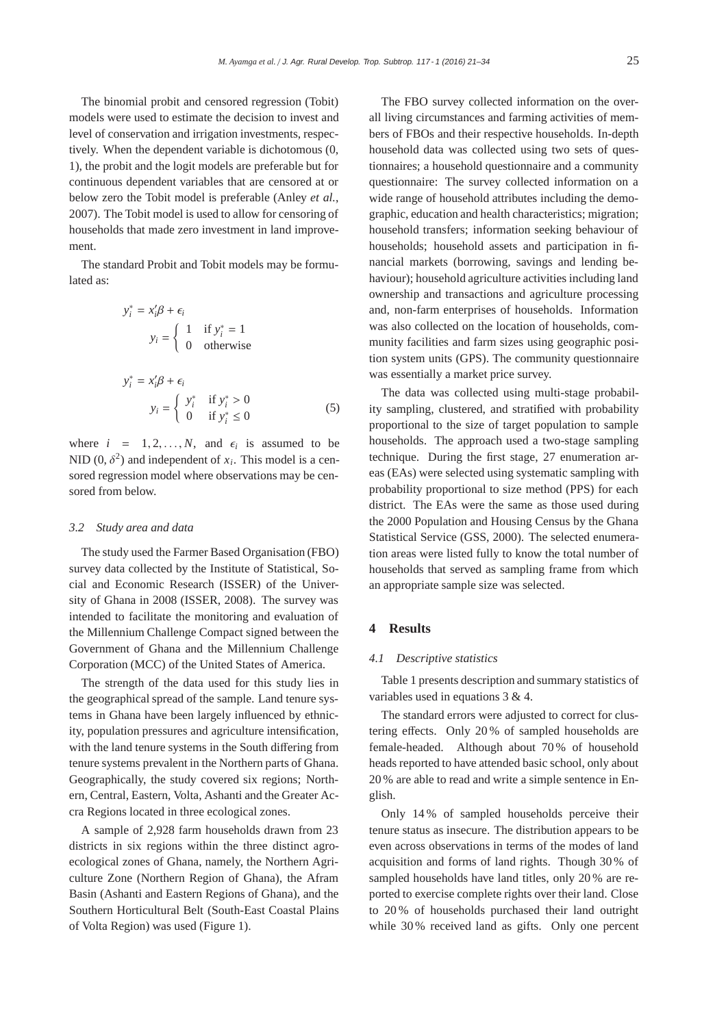The binomial probit and censored regression (Tobit) models were used to estimate the decision to invest and level of conservation and irrigation investments, respectively. When the dependent variable is dichotomous (0, 1), the probit and the logit models are preferable but for continuous dependent variables that are censored at or below zero the Tobit model is preferable (Anley *et al.*, 2007). The Tobit model is used to allow for censoring of households that made zero investment in land improvement.

The standard Probit and Tobit models may be formulated as:

$$y_i^* = x_i'\beta + \epsilon_i$$
$$y_i = \begin{cases} 1 & \text{if } y_i^* = 1 \\ 0 & \text{otherwise} \end{cases}$$

$$y_i^* = x_i'\beta + \epsilon_i$$
$$y_i = \begin{cases} y_i^* & \text{if } y_i^* > 0 \\ 0 & \text{if } y_i^* \leq 0 \end{cases} \tag{5}$$

where $i = 1, 2, \ldots, N$, and $\epsilon_i$ is assumed to be NID $(0, \delta^2)$ and independent of $x_i$. This model is a censored regression model where observations may be censored from below.

### 3.2 Study area and data

The study used the Farmer Based Organisation (FBO) survey data collected by the Institute of Statistical, Social and Economic Research (ISSER) of the University of Ghana in 2008 (ISSER, 2008). The survey was intended to facilitate the monitoring and evaluation of the Millennium Challenge Compact signed between the Government of Ghana and the Millennium Challenge Corporation (MCC) of the United States of America.

The strength of the data used for this study lies in the geographical spread of the sample. Land tenure systems in Ghana have been largely influenced by ethnicity, population pressures and agriculture intensification, with the land tenure systems in the South differing from tenure systems prevalent in the Northern parts of Ghana. Geographically, the study covered six regions; Northern, Central, Eastern, Volta, Ashanti and the Greater Accra Regions located in three ecological zones.

A sample of 2,928 farm households drawn from 23 districts in six regions within the three distinct agro-ecological zones of Ghana, namely, the Northern Agriculture Zone (Northern Region of Ghana), the Afram Basin (Ashanti and Eastern Regions of Ghana), and the Southern Horticultural Belt (South-East Coastal Plains of Volta Region) was used (Figure 1).

The FBO survey collected information on the overall living circumstances and farming activities of members of FBOs and their respective households. In-depth household data was collected using two sets of questionnaires; a household questionnaire and a community questionnaire: The survey collected information on a wide range of household attributes including the demographic, education and health characteristics; migration; household transfers; information seeking behaviour of households; household assets and participation in financial markets (borrowing, savings and lending behaviour); household agriculture activities including land ownership and transactions and agriculture processing and, non-farm enterprises of households. Information was also collected on the location of households, community facilities and farm sizes using geographic position system units (GPS). The community questionnaire was essentially a market price survey.

The data was collected using multi-stage probability sampling, clustered, and stratified with probability proportional to the size of target population to sample households. The approach used a two-stage sampling technique. During the first stage, 27 enumeration areas (EAs) were selected using systematic sampling with probability proportional to size method (PPS) for each district. The EAs were the same as those used during the 2000 Population and Housing Census by the Ghana Statistical Service (GSS, 2000). The selected enumeration areas were listed fully to know the total number of households that served as sampling frame from which an appropriate sample size was selected.

## 4 Results

### 4.1 Descriptive statistics

Table 1 presents description and summary statistics of variables used in equations 3 & 4.

The standard errors were adjusted to correct for clustering effects. Only 20 % of sampled households are female-headed. Although about 70 % of household heads reported to have attended basic school, only about 20 % are able to read and write a simple sentence in English.

Only 14 % of sampled households perceive their tenure status as insecure. The distribution appears to be even across observations in terms of the modes of land acquisition and forms of land rights. Though 30 % of sampled households have land titles, only 20 % are reported to exercise complete rights over their land. Close to 20 % of households purchased their land outright while 30 % received land as gifts. Only one percent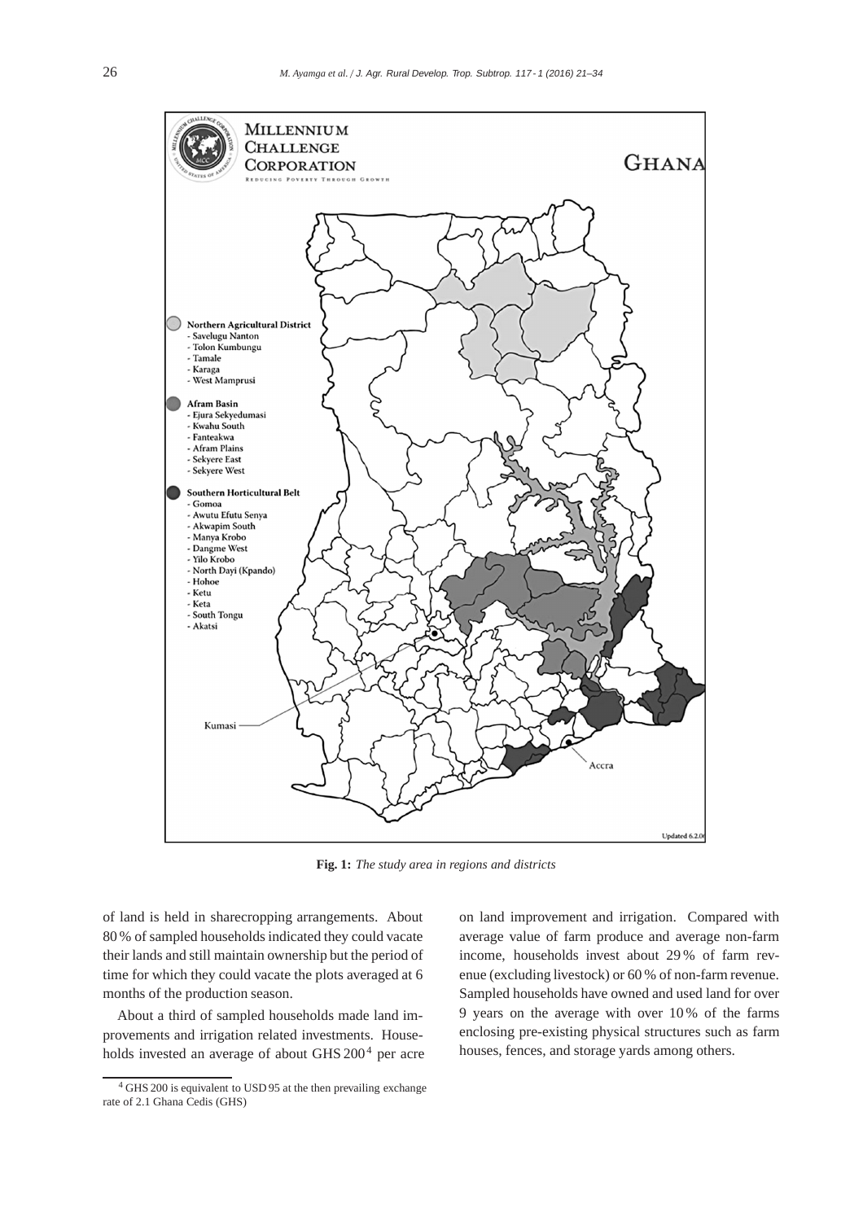**Fig. 1:** *The study area in regions and districts*

of land is held in sharecropping arrangements. About 80 % of sampled households indicated they could vacate their lands and still maintain ownership but the period of time for which they could vacate the plots averaged at 6 months of the production season.

About a third of sampled households made land improvements and irrigation related investments. Households invested an average of about GHS 200[4] per acre on land improvement and irrigation. Compared with average value of farm produce and average non-farm income, households invest about 29 % of farm revenue (excluding livestock) or 60 % of non-farm revenue. Sampled households have owned and used land for over 9 years on the average with over 10 % of the farms enclosing pre-existing physical structures such as farm houses, fences, and storage yards among others.

[4] GHS 200 is equivalent to USD 95 at the then prevailing exchange rate of 2.1 Ghana Cedis (GHS)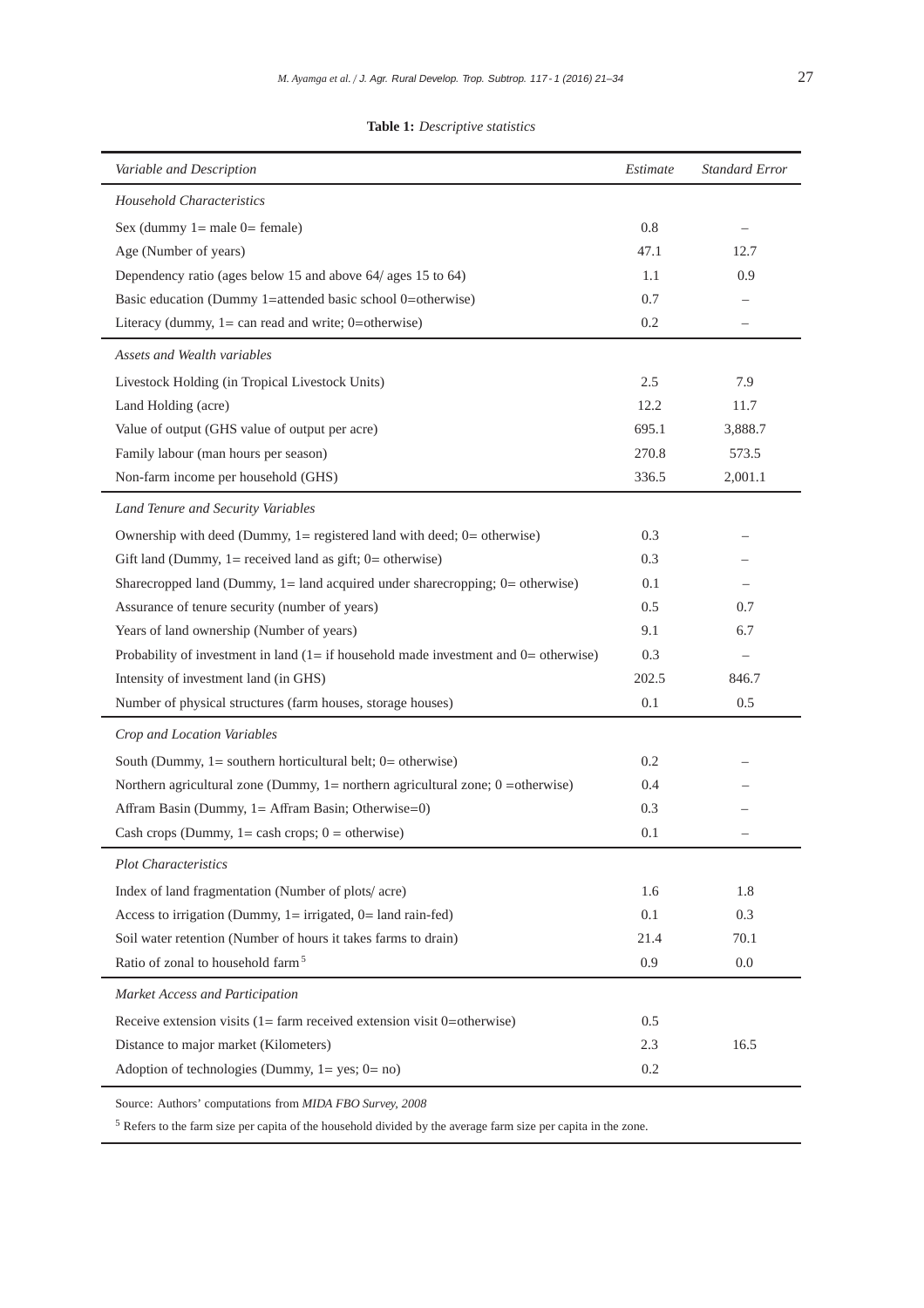**Table 1:** *Descriptive statistics*

| *Variable and Description* | *Estimate* | *Standard Error* |
|---|---|---|
| *Household Characteristics* | | |
| Sex (dummy 1= male 0= female) | 0.8 | – |
| Age (Number of years) | 47.1 | 12.7 |
| Dependency ratio (ages below 15 and above 64/ ages 15 to 64) | 1.1 | 0.9 |
| Basic education (Dummy 1=attended basic school 0=otherwise) | 0.7 | – |
| Literacy (dummy, 1= can read and write; 0=otherwise) | 0.2 | – |
| *Assets and Wealth variables* | | |
| Livestock Holding (in Tropical Livestock Units) | 2.5 | 7.9 |
| Land Holding (acre) | 12.2 | 11.7 |
| Value of output (GHS value of output per acre) | 695.1 | 3,888.7 |
| Family labour (man hours per season) | 270.8 | 573.5 |
| Non-farm income per household (GHS) | 336.5 | 2,001.1 |
| *Land Tenure and Security Variables* | | |
| Ownership with deed (Dummy, 1= registered land with deed; 0= otherwise) | 0.3 | – |
| Gift land (Dummy, 1= received land as gift; 0= otherwise) | 0.3 | – |
| Sharecropped land (Dummy, 1= land acquired under sharecropping; 0= otherwise) | 0.1 | – |
| Assurance of tenure security (number of years) | 0.5 | 0.7 |
| Years of land ownership (Number of years) | 9.1 | 6.7 |
| Probability of investment in land (1= if household made investment and 0= otherwise) | 0.3 | – |
| Intensity of investment land (in GHS) | 202.5 | 846.7 |
| Number of physical structures (farm houses, storage houses) | 0.1 | 0.5 |
| *Crop and Location Variables* | | |
| South (Dummy, 1= southern horticultural belt; 0= otherwise) | 0.2 | – |
| Northern agricultural zone (Dummy, 1= northern agricultural zone; 0 =otherwise) | 0.4 | – |
| Affram Basin (Dummy, 1= Affram Basin; Otherwise=0) | 0.3 | – |
| Cash crops (Dummy, 1= cash crops; 0 = otherwise) | 0.1 | – |
| *Plot Characteristics* | | |
| Index of land fragmentation (Number of plots/ acre) | 1.6 | 1.8 |
| Access to irrigation (Dummy, 1= irrigated, 0= land rain-fed) | 0.1 | 0.3 |
| Soil water retention (Number of hours it takes farms to drain) | 21.4 | 70.1 |
| Ratio of zonal to household farm[5] | 0.9 | 0.0 |
| *Market Access and Participation* | | |
| Receive extension visits (1= farm received extension visit 0=otherwise) | 0.5 | |
| Distance to major market (Kilometers) | 2.3 | 16.5 |
| Adoption of technologies (Dummy, 1= yes; 0= no) | 0.2 | |

Source: Authors' computations from *MIDA FBO Survey, 2008*

[5] Refers to the farm size per capita of the household divided by the average farm size per capita in the zone.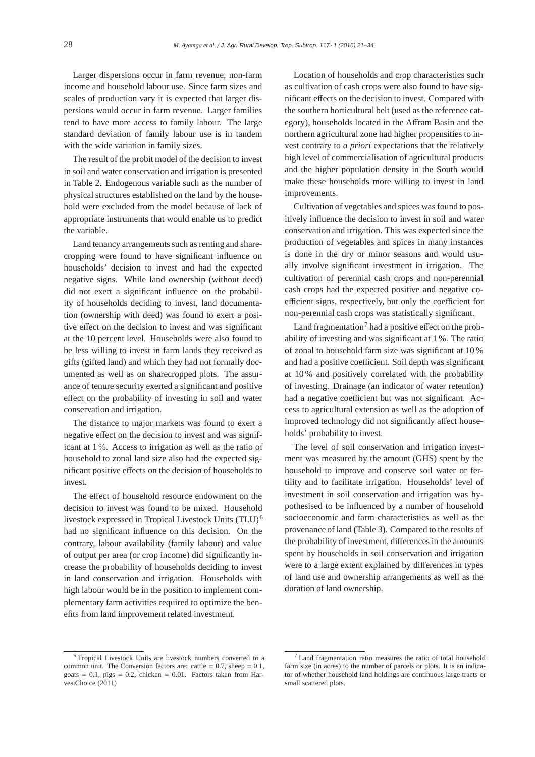Larger dispersions occur in farm revenue, non-farm income and household labour use. Since farm sizes and scales of production vary it is expected that larger dispersions would occur in farm revenue. Larger families tend to have more access to family labour. The large standard deviation of family labour use is in tandem with the wide variation in family sizes.

The result of the probit model of the decision to invest in soil and water conservation and irrigation is presented in Table 2. Endogenous variable such as the number of physical structures established on the land by the household were excluded from the model because of lack of appropriate instruments that would enable us to predict the variable.

Land tenancy arrangements such as renting and sharecropping were found to have significant influence on households' decision to invest and had the expected negative signs. While land ownership (without deed) did not exert a significant influence on the probability of households deciding to invest, land documentation (ownership with deed) was found to exert a positive effect on the decision to invest and was significant at the 10 percent level. Households were also found to be less willing to invest in farm lands they received as gifts (gifted land) and which they had not formally documented as well as on sharecropped plots. The assurance of tenure security exerted a significant and positive effect on the probability of investing in soil and water conservation and irrigation.

The distance to major markets was found to exert a negative effect on the decision to invest and was significant at 1 %. Access to irrigation as well as the ratio of household to zonal land size also had the expected significant positive effects on the decision of households to invest.

The effect of household resource endowment on the decision to invest was found to be mixed. Household livestock expressed in Tropical Livestock Units (TLU)[6] had no significant influence on this decision. On the contrary, labour availability (family labour) and value of output per area (or crop income) did significantly increase the probability of households deciding to invest in land conservation and irrigation. Households with high labour would be in the position to implement complementary farm activities required to optimize the benefits from land improvement related investment.

Location of households and crop characteristics such as cultivation of cash crops were also found to have significant effects on the decision to invest. Compared with the southern horticultural belt (used as the reference category), households located in the Afram Basin and the northern agricultural zone had higher propensities to invest contrary to *a priori* expectations that the relatively high level of commercialisation of agricultural products and the higher population density in the South would make these households more willing to invest in land improvements.

Cultivation of vegetables and spices was found to positively influence the decision to invest in soil and water conservation and irrigation. This was expected since the production of vegetables and spices in many instances is done in the dry or minor seasons and would usually involve significant investment in irrigation. The cultivation of perennial cash crops and non-perennial cash crops had the expected positive and negative coefficient signs, respectively, but only the coefficient for non-perennial cash crops was statistically significant.

Land fragmentation[7] had a positive effect on the probability of investing and was significant at 1 %. The ratio of zonal to household farm size was significant at 10 % and had a positive coefficient. Soil depth was significant at 10 % and positively correlated with the probability of investing. Drainage (an indicator of water retention) had a negative coefficient but was not significant. Access to agricultural extension as well as the adoption of improved technology did not significantly affect households' probability to invest.

The level of soil conservation and irrigation investment was measured by the amount (GHS) spent by the household to improve and conserve soil water or fertility and to facilitate irrigation. Households' level of investment in soil conservation and irrigation was hypothesised to be influenced by a number of household socioeconomic and farm characteristics as well as the provenance of land (Table 3). Compared to the results of the probability of investment, differences in the amounts spent by households in soil conservation and irrigation were to a large extent explained by differences in types of land use and ownership arrangements as well as the duration of land ownership.

---

[6] Tropical Livestock Units are livestock numbers converted to a common unit. The Conversion factors are: cattle = 0.7, sheep = 0.1, goats = 0.1, pigs = 0.2, chicken = 0.01. Factors taken from HarvestChoice (2011)

[7] Land fragmentation ratio measures the ratio of total household farm size (in acres) to the number of parcels or plots. It is an indicator of whether household land holdings are continuous large tracts or small scattered plots.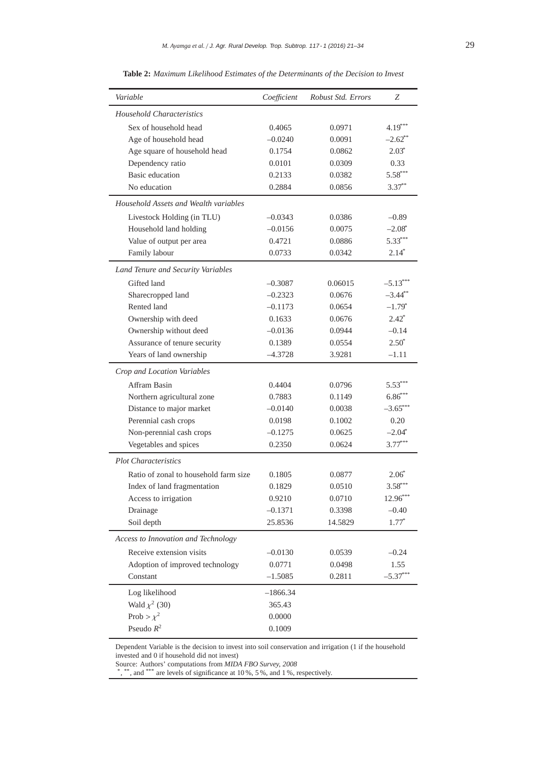**Table 2:** *Maximum Likelihood Estimates of the Determinants of the Decision to Invest*

| *Variable* | *Coefficient* | *Robust Std. Errors* | *Z* |
|---|---|---|---|
| *Household Characteristics* | | | |
| Sex of household head | 0.4065 | 0.0971 | 4.19*** |
| Age of household head | –0.0240 | 0.0091 | –2.62** |
| Age square of household head | 0.1754 | 0.0862 | 2.03* |
| Dependency ratio | 0.0101 | 0.0309 | 0.33 |
| Basic education | 0.2133 | 0.0382 | 5.58*** |
| No education | 0.2884 | 0.0856 | 3.37** |
| *Household Assets and Wealth variables* | | | |
| Livestock Holding (in TLU) | –0.0343 | 0.0386 | –0.89 |
| Household land holding | –0.0156 | 0.0075 | –2.08* |
| Value of output per area | 0.4721 | 0.0886 | 5.33*** |
| Family labour | 0.0733 | 0.0342 | 2.14* |
| *Land Tenure and Security Variables* | | | |
| Gifted land | –0.3087 | 0.06015 | –5.13*** |
| Sharecropped land | –0.2323 | 0.0676 | –3.44** |
| Rented land | –0.1173 | 0.0654 | –1.79* |
| Ownership with deed | 0.1633 | 0.0676 | 2.42* |
| Ownership without deed | –0.0136 | 0.0944 | –0.14 |
| Assurance of tenure security | 0.1389 | 0.0554 | 2.50* |
| Years of land ownership | –4.3728 | 3.9281 | –1.11 |
| *Crop and Location Variables* | | | |
| Afram Basin | 0.4404 | 0.0796 | 5.53*** |
| Northern agricultural zone | 0.7883 | 0.1149 | 6.86*** |
| Distance to major market | –0.0140 | 0.0038 | –3.65*** |
| Perennial cash crops | 0.0198 | 0.1002 | 0.20 |
| Non-perennial cash crops | –0.1275 | 0.0625 | –2.04* |
| Vegetables and spices | 0.2350 | 0.0624 | 3.77*** |
| *Plot Characteristics* | | | |
| Ratio of zonal to household farm size | 0.1805 | 0.0877 | 2.06* |
| Index of land fragmentation | 0.1829 | 0.0510 | 3.58*** |
| Access to irrigation | 0.9210 | 0.0710 | 12.96*** |
| Drainage | –0.1371 | 0.3398 | –0.40 |
| Soil depth | 25.8536 | 14.5829 | 1.77* |
| *Access to Innovation and Technology* | | | |
| Receive extension visits | –0.0130 | 0.0539 | –0.24 |
| Adoption of improved technology | 0.0771 | 0.0498 | 1.55 |
| Constant | –1.5085 | 0.2811 | –5.37*** |
| Log likelihood | –1866.34 | | |
| Wald $\chi^2$ (30) | 365.43 | | |
| Prob > $\chi^2$ | 0.0000 | | |
| Pseudo $R^2$ | 0.1009 | | |

Dependent Variable is the decision to invest into soil conservation and irrigation (1 if the household invested and 0 if household did not invest)

Source: Authors' computations from *MIDA FBO Survey, 2008*

\*, \*\*, and \*\*\* are levels of significance at 10 %, 5 %, and 1 %, respectively.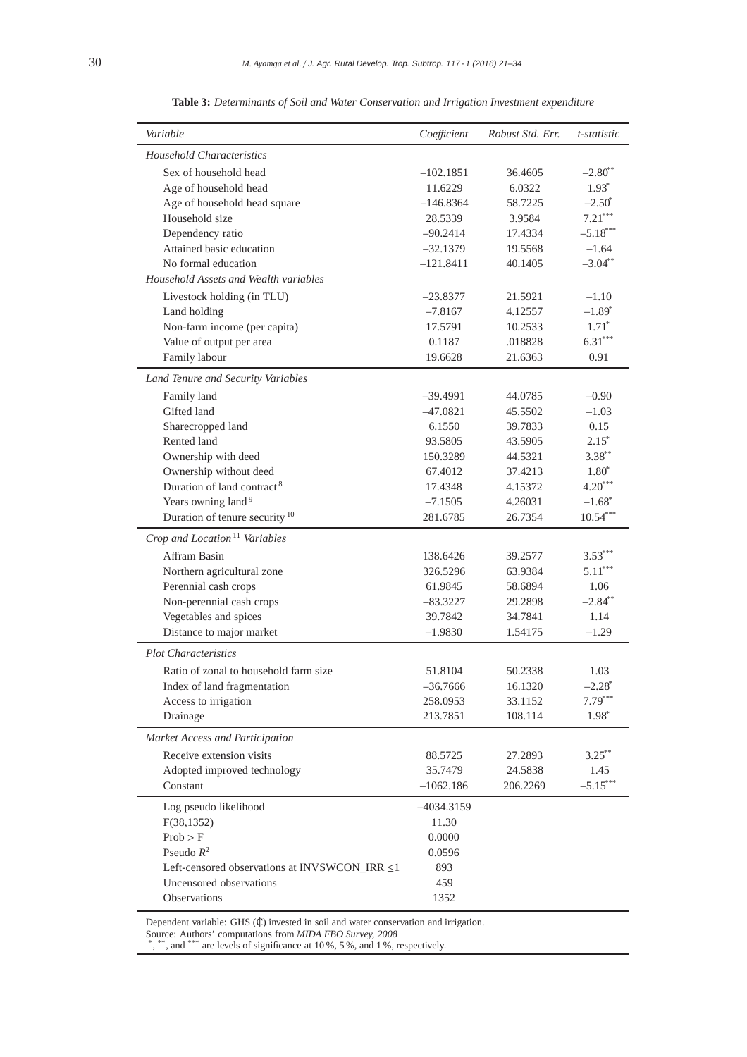**Table 3:** *Determinants of Soil and Water Conservation and Irrigation Investment expenditure*

| *Variable* | *Coefficient* | *Robust Std. Err.* | *t-statistic* |
|---|---|---|---|
| *Household Characteristics* | | | |
| Sex of household head | –102.1851 | 36.4605 | –2.80** |
| Age of household head | 11.6229 | 6.0322 | 1.93* |
| Age of household head square | –146.8364 | 58.7225 | –2.50* |
| Household size | 28.5339 | 3.9584 | 7.21*** |
| Dependency ratio | –90.2414 | 17.4334 | –5.18*** |
| Attained basic education | –32.1379 | 19.5568 | –1.64 |
| No formal education | –121.8411 | 40.1405 | –3.04** |
| *Household Assets and Wealth variables* | | | |
| Livestock holding (in TLU) | –23.8377 | 21.5921 | –1.10 |
| Land holding | –7.8167 | 4.12557 | –1.89* |
| Non-farm income (per capita) | 17.5791 | 10.2533 | 1.71* |
| Value of output per area | 0.1187 | .018828 | 6.31*** |
| Family labour | 19.6628 | 21.6363 | 0.91 |
| *Land Tenure and Security Variables* | | | |
| Family land | –39.4991 | 44.0785 | –0.90 |
| Gifted land | –47.0821 | 45.5502 | –1.03 |
| Sharecropped land | 6.1550 | 39.7833 | 0.15 |
| Rented land | 93.5805 | 43.5905 | 2.15* |
| Ownership with deed | 150.3289 | 44.5321 | 3.38** |
| Ownership without deed | 67.4012 | 37.4213 | 1.80* |
| Duration of land contract [8] | 17.4348 | 4.15372 | 4.20*** |
| Years owning land [9] | –7.1505 | 4.26031 | –1.68* |
| Duration of tenure security [10] | 281.6785 | 26.7354 | 10.54*** |
| *Crop and Location [11] Variables* | | | |
| Affram Basin | 138.6426 | 39.2577 | 3.53*** |
| Northern agricultural zone | 326.5296 | 63.9384 | 5.11*** |
| Perennial cash crops | 61.9845 | 58.6894 | 1.06 |
| Non-perennial cash crops | –83.3227 | 29.2898 | –2.84** |
| Vegetables and spices | 39.7842 | 34.7841 | 1.14 |
| Distance to major market | –1.9830 | 1.54175 | –1.29 |
| *Plot Characteristics* | | | |
| Ratio of zonal to household farm size | 51.8104 | 50.2338 | 1.03 |
| Index of land fragmentation | –36.7666 | 16.1320 | –2.28* |
| Access to irrigation | 258.0953 | 33.1152 | 7.79*** |
| Drainage | 213.7851 | 108.114 | 1.98* |
| *Market Access and Participation* | | | |
| Receive extension visits | 88.5725 | 27.2893 | 3.25** |
| Adopted improved technology | 35.7479 | 24.5838 | 1.45 |
| Constant | –1062.186 | 206.2269 | –5.15*** |
| Log pseudo likelihood | –4034.3159 | | |
| F(38,1352) | 11.30 | | |
| Prob > F | 0.0000 | | |
| Pseudo $R^2$ | 0.0596 | | |
| Left-censored observations at INVSWCON_IRR ≤1 | 893 | | |
| Uncensored observations | 459 | | |
| Observations | 1352 | | |

Dependent variable: GHS (₵) invested in soil and water conservation and irrigation.
Source: Authors' computations from *MIDA FBO Survey, 2008*
*, **, and *** are levels of significance at 10 %, 5 %, and 1 %, respectively.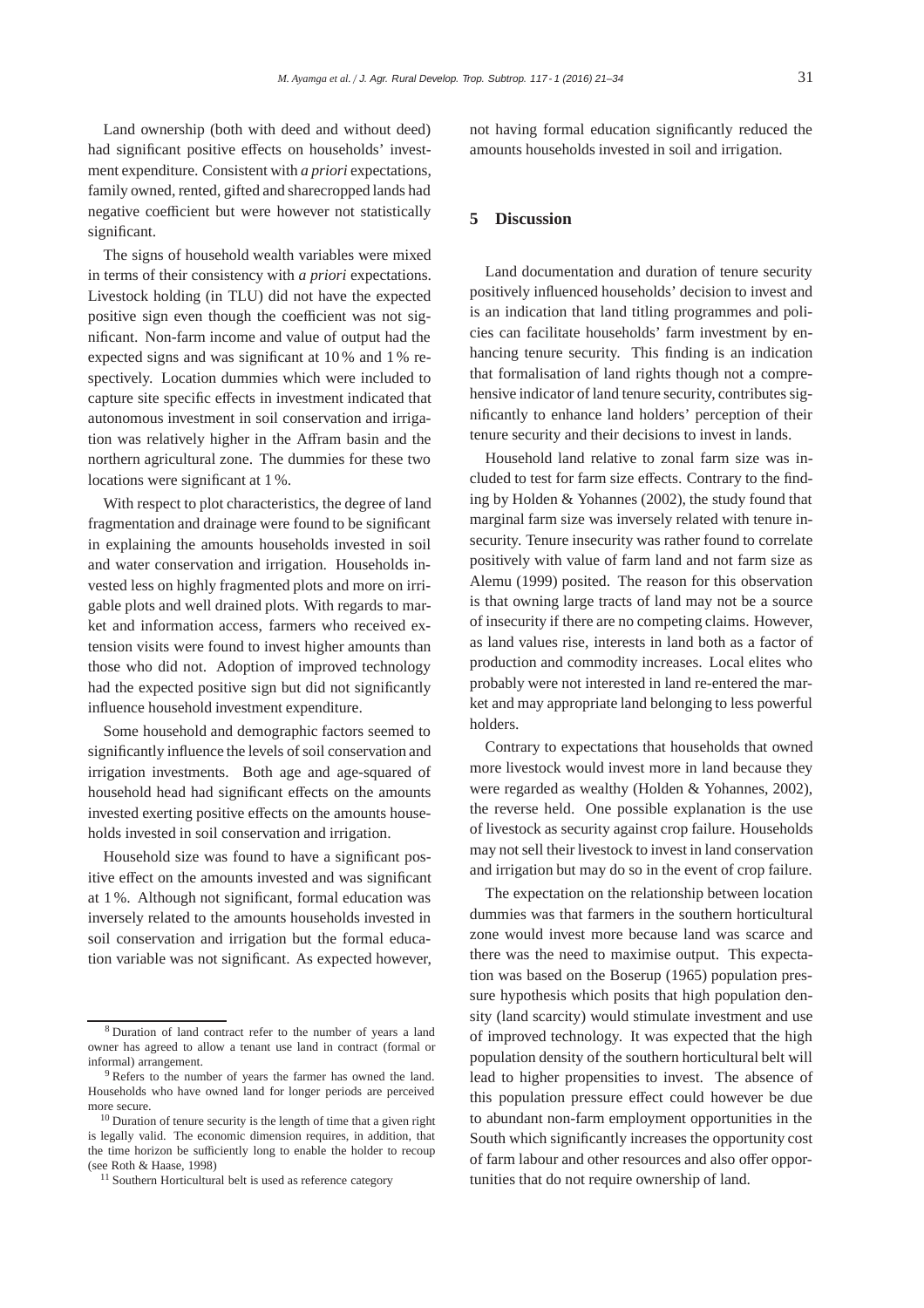Land ownership (both with deed and without deed) had significant positive effects on households' investment expenditure. Consistent with *a priori* expectations, family owned, rented, gifted and sharecropped lands had negative coefficient but were however not statistically significant.

The signs of household wealth variables were mixed in terms of their consistency with *a priori* expectations. Livestock holding (in TLU) did not have the expected positive sign even though the coefficient was not significant. Non-farm income and value of output had the expected signs and was significant at 10 % and 1 % respectively. Location dummies which were included to capture site specific effects in investment indicated that autonomous investment in soil conservation and irrigation was relatively higher in the Affram basin and the northern agricultural zone. The dummies for these two locations were significant at 1 %.

With respect to plot characteristics, the degree of land fragmentation and drainage were found to be significant in explaining the amounts households invested in soil and water conservation and irrigation. Households invested less on highly fragmented plots and more on irrigable plots and well drained plots. With regards to market and information access, farmers who received extension visits were found to invest higher amounts than those who did not. Adoption of improved technology had the expected positive sign but did not significantly influence household investment expenditure.

Some household and demographic factors seemed to significantly influence the levels of soil conservation and irrigation investments. Both age and age-squared of household head had significant effects on the amounts invested exerting positive effects on the amounts households invested in soil conservation and irrigation.

Household size was found to have a significant positive effect on the amounts invested and was significant at 1 %. Although not significant, formal education was inversely related to the amounts households invested in soil conservation and irrigation but the formal education variable was not significant. As expected however, not having formal education significantly reduced the amounts households invested in soil and irrigation.

## 5 Discussion

Land documentation and duration of tenure security positively influenced households' decision to invest and is an indication that land titling programmes and policies can facilitate households' farm investment by enhancing tenure security. This finding is an indication that formalisation of land rights though not a comprehensive indicator of land tenure security, contributes significantly to enhance land holders' perception of their tenure security and their decisions to invest in lands.

Household land relative to zonal farm size was included to test for farm size effects. Contrary to the finding by Holden & Yohannes (2002), the study found that marginal farm size was inversely related with tenure insecurity. Tenure insecurity was rather found to correlate positively with value of farm land and not farm size as Alemu (1999) posited. The reason for this observation is that owning large tracts of land may not be a source of insecurity if there are no competing claims. However, as land values rise, interests in land both as a factor of production and commodity increases. Local elites who probably were not interested in land re-entered the market and may appropriate land belonging to less powerful holders.

Contrary to expectations that households that owned more livestock would invest more in land because they were regarded as wealthy (Holden & Yohannes, 2002), the reverse held. One possible explanation is the use of livestock as security against crop failure. Households may not sell their livestock to invest in land conservation and irrigation but may do so in the event of crop failure.

The expectation on the relationship between location dummies was that farmers in the southern horticultural zone would invest more because land was scarce and there was the need to maximise output. This expectation was based on the Boserup (1965) population pressure hypothesis which posits that high population density (land scarcity) would stimulate investment and use of improved technology. It was expected that the high population density of the southern horticultural belt will lead to higher propensities to invest. The absence of this population pressure effect could however be due to abundant non-farm employment opportunities in the South which significantly increases the opportunity cost of farm labour and other resources and also offer opportunities that do not require ownership of land.

---

[8] Duration of land contract refer to the number of years a land owner has agreed to allow a tenant use land in contract (formal or informal) arrangement.

[9] Refers to the number of years the farmer has owned the land. Households who have owned land for longer periods are perceived more secure.

[10] Duration of tenure security is the length of time that a given right is legally valid. The economic dimension requires, in addition, that the time horizon be sufficiently long to enable the holder to recoup (see Roth & Haase, 1998)

[11] Southern Horticultural belt is used as reference category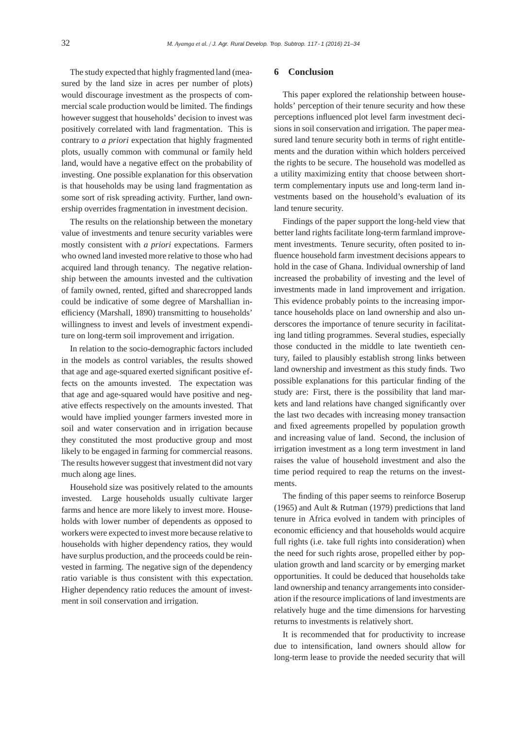The study expected that highly fragmented land (measured by the land size in acres per number of plots) would discourage investment as the prospects of commercial scale production would be limited. The findings however suggest that households' decision to invest was positively correlated with land fragmentation. This is contrary to *a priori* expectation that highly fragmented plots, usually common with communal or family held land, would have a negative effect on the probability of investing. One possible explanation for this observation is that households may be using land fragmentation as some sort of risk spreading activity. Further, land ownership overrides fragmentation in investment decision.

The results on the relationship between the monetary value of investments and tenure security variables were mostly consistent with *a priori* expectations. Farmers who owned land invested more relative to those who had acquired land through tenancy. The negative relationship between the amounts invested and the cultivation of family owned, rented, gifted and sharecropped lands could be indicative of some degree of Marshallian inefficiency (Marshall, 1890) transmitting to households' willingness to invest and levels of investment expenditure on long-term soil improvement and irrigation.

In relation to the socio-demographic factors included in the models as control variables, the results showed that age and age-squared exerted significant positive effects on the amounts invested. The expectation was that age and age-squared would have positive and negative effects respectively on the amounts invested. That would have implied younger farmers invested more in soil and water conservation and in irrigation because they constituted the most productive group and most likely to be engaged in farming for commercial reasons. The results however suggest that investment did not vary much along age lines.

Household size was positively related to the amounts invested. Large households usually cultivate larger farms and hence are more likely to invest more. Households with lower number of dependents as opposed to workers were expected to invest more because relative to households with higher dependency ratios, they would have surplus production, and the proceeds could be reinvested in farming. The negative sign of the dependency ratio variable is thus consistent with this expectation. Higher dependency ratio reduces the amount of investment in soil conservation and irrigation.

## 6 Conclusion

This paper explored the relationship between households' perception of their tenure security and how these perceptions influenced plot level farm investment decisions in soil conservation and irrigation. The paper measured land tenure security both in terms of right entitlements and the duration within which holders perceived the rights to be secure. The household was modelled as a utility maximizing entity that choose between short-term complementary inputs use and long-term land investments based on the household's evaluation of its land tenure security.

Findings of the paper support the long-held view that better land rights facilitate long-term farmland improvement investments. Tenure security, often posited to influence household farm investment decisions appears to hold in the case of Ghana. Individual ownership of land increased the probability of investing and the level of investments made in land improvement and irrigation. This evidence probably points to the increasing importance households place on land ownership and also underscores the importance of tenure security in facilitating land titling programmes. Several studies, especially those conducted in the middle to late twentieth century, failed to plausibly establish strong links between land ownership and investment as this study finds. Two possible explanations for this particular finding of the study are: First, there is the possibility that land markets and land relations have changed significantly over the last two decades with increasing money transaction and fixed agreements propelled by population growth and increasing value of land. Second, the inclusion of irrigation investment as a long term investment in land raises the value of household investment and also the time period required to reap the returns on the investments.

The finding of this paper seems to reinforce Boserup (1965) and Ault & Rutman (1979) predictions that land tenure in Africa evolved in tandem with principles of economic efficiency and that households would acquire full rights (i.e. take full rights into consideration) when the need for such rights arose, propelled either by population growth and land scarcity or by emerging market opportunities. It could be deduced that households take land ownership and tenancy arrangements into consideration if the resource implications of land investments are relatively huge and the time dimensions for harvesting returns to investments is relatively short.

It is recommended that for productivity to increase due to intensification, land owners should allow for long-term lease to provide the needed security that will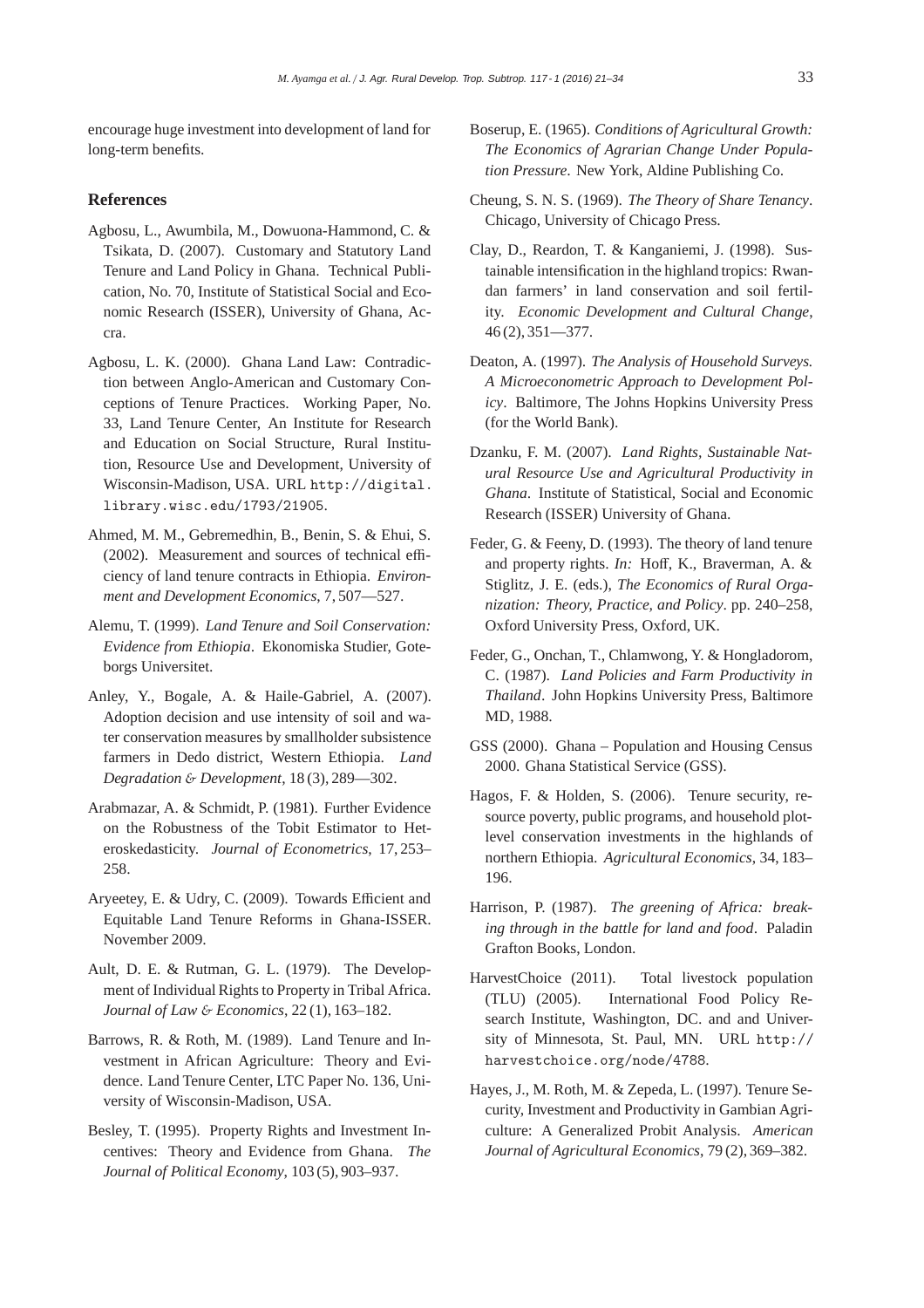encourage huge investment into development of land for long-term benefits.

## References

Agbosu, L., Awumbila, M., Dowuona-Hammond, C. & Tsikata, D. (2007). Customary and Statutory Land Tenure and Land Policy in Ghana. Technical Publication, No. 70, Institute of Statistical Social and Economic Research (ISSER), University of Ghana, Accra.

Agbosu, L. K. (2000). Ghana Land Law: Contradiction between Anglo-American and Customary Conceptions of Tenure Practices. Working Paper, No. 33, Land Tenure Center, An Institute for Research and Education on Social Structure, Rural Institution, Resource Use and Development, University of Wisconsin-Madison, USA. URL http://digital.library.wisc.edu/1793/21905.

Ahmed, M. M., Gebremedhin, B., Benin, S. & Ehui, S. (2002). Measurement and sources of technical efficiency of land tenure contracts in Ethiopia. *Environment and Development Economics*, 7, 507—527.

Alemu, T. (1999). *Land Tenure and Soil Conservation: Evidence from Ethiopia*. Ekonomiska Studier, Goteborgs Universitet.

Anley, Y., Bogale, A. & Haile-Gabriel, A. (2007). Adoption decision and use intensity of soil and water conservation measures by smallholder subsistence farmers in Dedo district, Western Ethiopia. *Land Degradation & Development*, 18 (3), 289—302.

Arabmazar, A. & Schmidt, P. (1981). Further Evidence on the Robustness of the Tobit Estimator to Heteroskedasticity. *Journal of Econometrics*, 17, 253–258.

Aryeetey, E. & Udry, C. (2009). Towards Efficient and Equitable Land Tenure Reforms in Ghana-ISSER. November 2009.

Ault, D. E. & Rutman, G. L. (1979). The Development of Individual Rights to Property in Tribal Africa. *Journal of Law & Economics*, 22 (1), 163–182.

Barrows, R. & Roth, M. (1989). Land Tenure and Investment in African Agriculture: Theory and Evidence. Land Tenure Center, LTC Paper No. 136, University of Wisconsin-Madison, USA.

Besley, T. (1995). Property Rights and Investment Incentives: Theory and Evidence from Ghana. *The Journal of Political Economy*, 103 (5), 903–937.

Boserup, E. (1965). *Conditions of Agricultural Growth: The Economics of Agrarian Change Under Population Pressure*. New York, Aldine Publishing Co.

Cheung, S. N. S. (1969). *The Theory of Share Tenancy*. Chicago, University of Chicago Press.

Clay, D., Reardon, T. & Kanganiemi, J. (1998). Sustainable intensification in the highland tropics: Rwandan farmers' in land conservation and soil fertility. *Economic Development and Cultural Change*, 46 (2), 351—377.

Deaton, A. (1997). *The Analysis of Household Surveys. A Microeconometric Approach to Development Policy*. Baltimore, The Johns Hopkins University Press (for the World Bank).

Dzanku, F. M. (2007). *Land Rights, Sustainable Natural Resource Use and Agricultural Productivity in Ghana*. Institute of Statistical, Social and Economic Research (ISSER) University of Ghana.

Feder, G. & Feeny, D. (1993). The theory of land tenure and property rights. *In:* Hoff, K., Braverman, A. & Stiglitz, J. E. (eds.), *The Economics of Rural Organization: Theory, Practice, and Policy*. pp. 240–258, Oxford University Press, Oxford, UK.

Feder, G., Onchan, T., Chlamwong, Y. & Hongladorom, C. (1987). *Land Policies and Farm Productivity in Thailand*. John Hopkins University Press, Baltimore MD, 1988.

GSS (2000). Ghana – Population and Housing Census 2000. Ghana Statistical Service (GSS).

Hagos, F. & Holden, S. (2006). Tenure security, resource poverty, public programs, and household plot-level conservation investments in the highlands of northern Ethiopia. *Agricultural Economics*, 34, 183–196.

Harrison, P. (1987). *The greening of Africa: breaking through in the battle for land and food*. Paladin Grafton Books, London.

HarvestChoice (2011). Total livestock population (TLU) (2005). International Food Policy Research Institute, Washington, DC. and and University of Minnesota, St. Paul, MN. URL http://harvestchoice.org/node/4788.

Hayes, J., M. Roth, M. & Zepeda, L. (1997). Tenure Security, Investment and Productivity in Gambian Agriculture: A Generalized Probit Analysis. *American Journal of Agricultural Economics*, 79 (2), 369–382.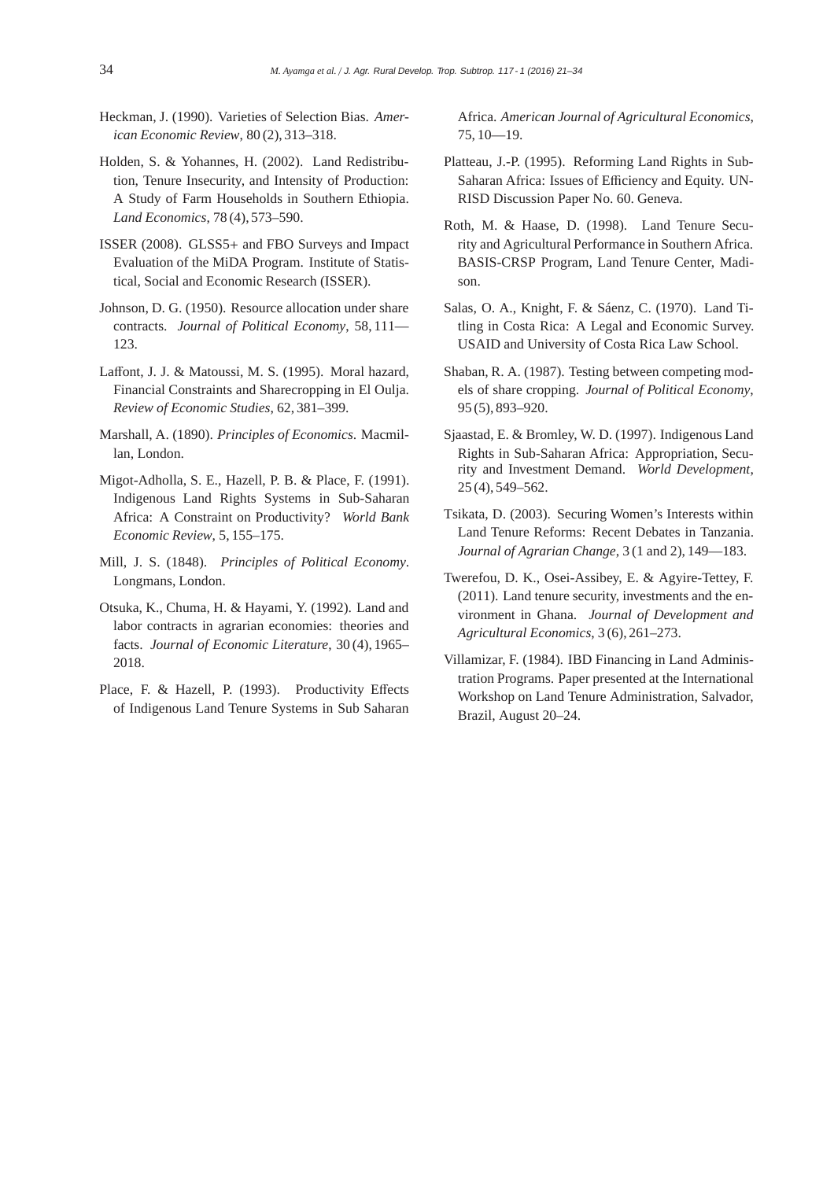Heckman, J. (1990). Varieties of Selection Bias. *American Economic Review*, 80 (2), 313–318.

Holden, S. & Yohannes, H. (2002). Land Redistribution, Tenure Insecurity, and Intensity of Production: A Study of Farm Households in Southern Ethiopia. *Land Economics*, 78 (4), 573–590.

ISSER (2008). GLSS5+ and FBO Surveys and Impact Evaluation of the MiDA Program. Institute of Statistical, Social and Economic Research (ISSER).

Johnson, D. G. (1950). Resource allocation under share contracts. *Journal of Political Economy*, 58, 111—123.

Laffont, J. J. & Matoussi, M. S. (1995). Moral hazard, Financial Constraints and Sharecropping in El Oulja. *Review of Economic Studies*, 62, 381–399.

Marshall, A. (1890). *Principles of Economics*. Macmillan, London.

Migot-Adholla, S. E., Hazell, P. B. & Place, F. (1991). Indigenous Land Rights Systems in Sub-Saharan Africa: A Constraint on Productivity? *World Bank Economic Review*, 5, 155–175.

Mill, J. S. (1848). *Principles of Political Economy*. Longmans, London.

Otsuka, K., Chuma, H. & Hayami, Y. (1992). Land and labor contracts in agrarian economies: theories and facts. *Journal of Economic Literature*, 30 (4), 1965–2018.

Place, F. & Hazell, P. (1993). Productivity Effects of Indigenous Land Tenure Systems in Sub Saharan Africa. *American Journal of Agricultural Economics*, 75, 10—19.

Platteau, J.-P. (1995). Reforming Land Rights in Sub-Saharan Africa: Issues of Efficiency and Equity. UNRISD Discussion Paper No. 60. Geneva.

Roth, M. & Haase, D. (1998). Land Tenure Security and Agricultural Performance in Southern Africa. BASIS-CRSP Program, Land Tenure Center, Madison.

Salas, O. A., Knight, F. & Sáenz, C. (1970). Land Titling in Costa Rica: A Legal and Economic Survey. USAID and University of Costa Rica Law School.

Shaban, R. A. (1987). Testing between competing models of share cropping. *Journal of Political Economy*, 95 (5), 893–920.

Sjaastad, E. & Bromley, W. D. (1997). Indigenous Land Rights in Sub-Saharan Africa: Appropriation, Security and Investment Demand. *World Development*, 25 (4), 549–562.

Tsikata, D. (2003). Securing Women's Interests within Land Tenure Reforms: Recent Debates in Tanzania. *Journal of Agrarian Change*, 3 (1 and 2), 149—183.

Twerefou, D. K., Osei-Assibey, E. & Agyire-Tettey, F. (2011). Land tenure security, investments and the environment in Ghana. *Journal of Development and Agricultural Economics*, 3 (6), 261–273.

Villamizar, F. (1984). IBD Financing in Land Administration Programs. Paper presented at the International Workshop on Land Tenure Administration, Salvador, Brazil, August 20–24.